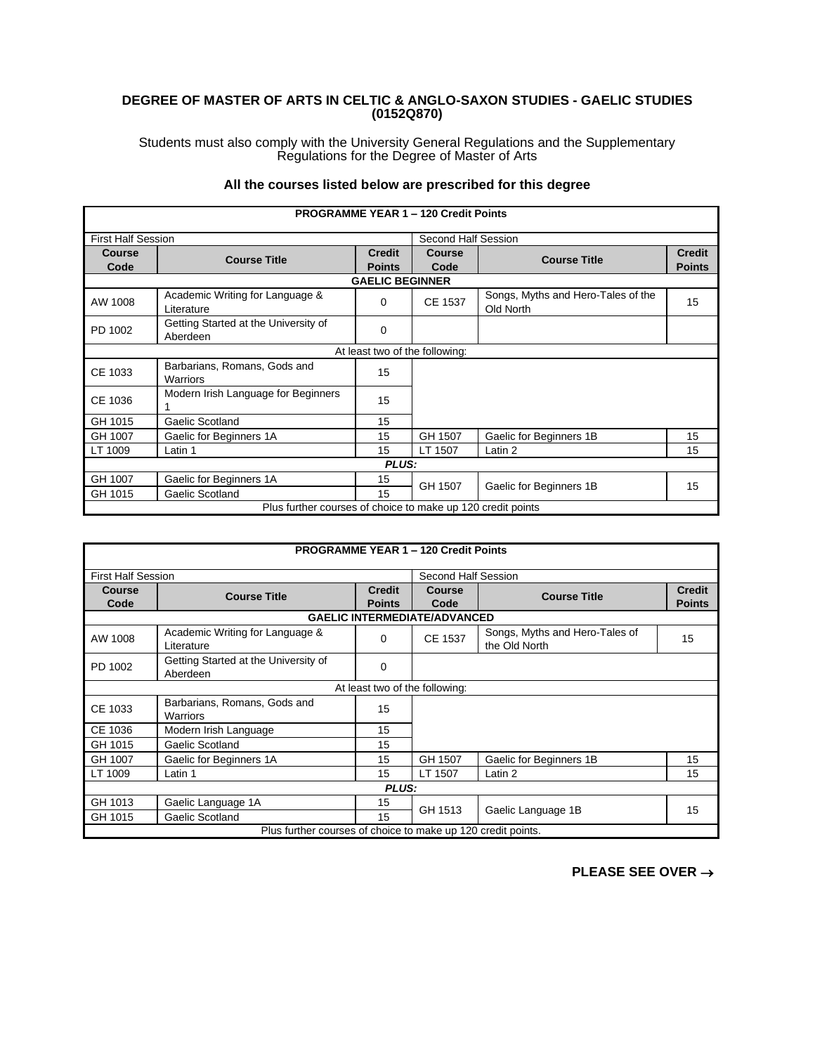**DEGREE OF MASTER OF ARTS IN CELTIC & ANGLO-SAXON STUDIES - GAELIC STUDIES (0152Q870)**

Students must also comply with the University General Regulations and the Supplementary Regulations for the Degree of Master of Arts

**All the courses listed below are prescribed for this degree**

| **PROGRAMME YEAR 1 – 120 Credit Points** | | | | | |
|---|---|---|---|---|---|
| First Half Session | | | Second Half Session | | |
| **Course Code** | **Course Title** | **Credit Points** | **Course Code** | **Course Title** | **Credit Points** |
| **GAELIC BEGINNER** | | | | | |
| AW 1008 | Academic Writing for Language & Literature | 0 | CE 1537 | Songs, Myths and Hero-Tales of the Old North | 15 |
| PD 1002 | Getting Started at the University of Aberdeen | 0 | | | |
| At least two of the following: | | | | | |
| CE 1033 | Barbarians, Romans, Gods and Warriors | 15 | | | |
| CE 1036 | Modern Irish Language for Beginners 1 | 15 | | | |
| GH 1015 | Gaelic Scotland | 15 | | | |
| GH 1007 | Gaelic for Beginners 1A | 15 | GH 1507 | Gaelic for Beginners 1B | 15 |
| LT 1009 | Latin 1 | 15 | LT 1507 | Latin 2 | 15 |
| ***PLUS:*** | | | | | |
| GH 1007 | Gaelic for Beginners 1A | 15 | GH 1507 | Gaelic for Beginners 1B | 15 |
| GH 1015 | Gaelic Scotland | 15 | | | |
| Plus further courses of choice to make up 120 credit points | | | | | |

| **PROGRAMME YEAR 1 – 120 Credit Points** | | | | | |
|---|---|---|---|---|---|
| First Half Session | | | Second Half Session | | |
| **Course Code** | **Course Title** | **Credit Points** | **Course Code** | **Course Title** | **Credit Points** |
| **GAELIC INTERMEDIATE/ADVANCED** | | | | | |
| AW 1008 | Academic Writing for Language & Literature | 0 | CE 1537 | Songs, Myths and Hero-Tales of the Old North | 15 |
| PD 1002 | Getting Started at the University of Aberdeen | 0 | | | |
| At least two of the following: | | | | | |
| CE 1033 | Barbarians, Romans, Gods and Warriors | 15 | | | |
| CE 1036 | Modern Irish Language | 15 | | | |
| GH 1015 | Gaelic Scotland | 15 | | | |
| GH 1007 | Gaelic for Beginners 1A | 15 | GH 1507 | Gaelic for Beginners 1B | 15 |
| LT 1009 | Latin 1 | 15 | LT 1507 | Latin 2 | 15 |
| ***PLUS:*** | | | | | |
| GH 1013 | Gaelic Language 1A | 15 | GH 1513 | Gaelic Language 1B | 15 |
| GH 1015 | Gaelic Scotland | 15 | | | |
| Plus further courses of choice to make up 120 credit points. | | | | | |

**PLEASE SEE OVER →**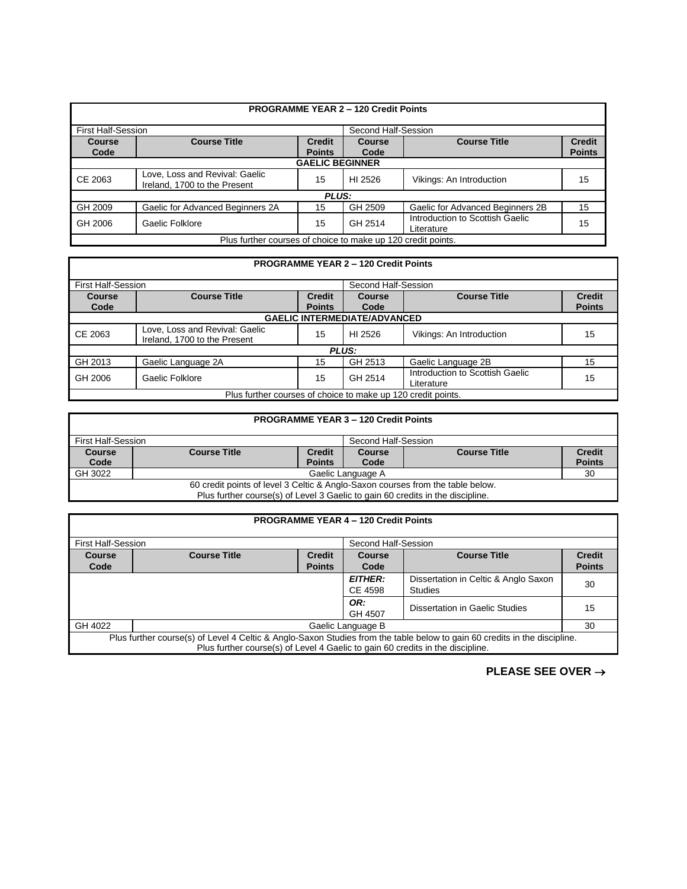| PROGRAMME YEAR 2 – 120 Credit Points | | | | | |
|---|---|---|---|---|---|
| First Half-Session | | | Second Half-Session | | |
| **Course Code** | **Course Title** | **Credit Points** | **Course Code** | **Course Title** | **Credit Points** |
| **GAELIC BEGINNER** | | | | | |
| CE 2063 | Love, Loss and Revival: Gaelic Ireland, 1700 to the Present | 15 | HI 2526 | Vikings: An Introduction | 15 |
| ***PLUS:*** | | | | | |
| GH 2009 | Gaelic for Advanced Beginners 2A | 15 | GH 2509 | Gaelic for Advanced Beginners 2B | 15 |
| GH 2006 | Gaelic Folklore | 15 | GH 2514 | Introduction to Scottish Gaelic Literature | 15 |
| Plus further courses of choice to make up 120 credit points. | | | | | |

| PROGRAMME YEAR 2 – 120 Credit Points | | | | | |
|---|---|---|---|---|---|
| First Half-Session | | | Second Half-Session | | |
| **Course Code** | **Course Title** | **Credit Points** | **Course Code** | **Course Title** | **Credit Points** |
| **GAELIC INTERMEDIATE/ADVANCED** | | | | | |
| CE 2063 | Love, Loss and Revival: Gaelic Ireland, 1700 to the Present | 15 | HI 2526 | Vikings: An Introduction | 15 |
| ***PLUS:*** | | | | | |
| GH 2013 | Gaelic Language 2A | 15 | GH 2513 | Gaelic Language 2B | 15 |
| GH 2006 | Gaelic Folklore | 15 | GH 2514 | Introduction to Scottish Gaelic Literature | 15 |
| Plus further courses of choice to make up 120 credit points. | | | | | |

| PROGRAMME YEAR 3 – 120 Credit Points | | | | | |
|---|---|---|---|---|---|
| First Half-Session | | | Second Half-Session | | |
| **Course Code** | **Course Title** | **Credit Points** | **Course Code** | **Course Title** | **Credit Points** |
| GH 3022 | Gaelic Language A | | | | 30 |
| 60 credit points of level 3 Celtic & Anglo-Saxon courses from the table below. Plus further course(s) of Level 3 Gaelic to gain 60 credits in the discipline. | | | | | |

| PROGRAMME YEAR 4 – 120 Credit Points | | | | | |
|---|---|---|---|---|---|
| First Half-Session | | | Second Half-Session | | |
| **Course Code** | **Course Title** | **Credit Points** | **Course Code** | **Course Title** | **Credit Points** |
| | | | ***EITHER:*** CE 4598 | Dissertation in Celtic & Anglo Saxon Studies | 30 |
| | | | ***OR:*** GH 4507 | Dissertation in Gaelic Studies | 15 |
| GH 4022 | Gaelic Language B | | | | 30 |
| Plus further course(s) of Level 4 Celtic & Anglo-Saxon Studies from the table below to gain 60 credits in the discipline. Plus further course(s) of Level 4 Gaelic to gain 60 credits in the discipline. | | | | | |

**PLEASE SEE OVER →**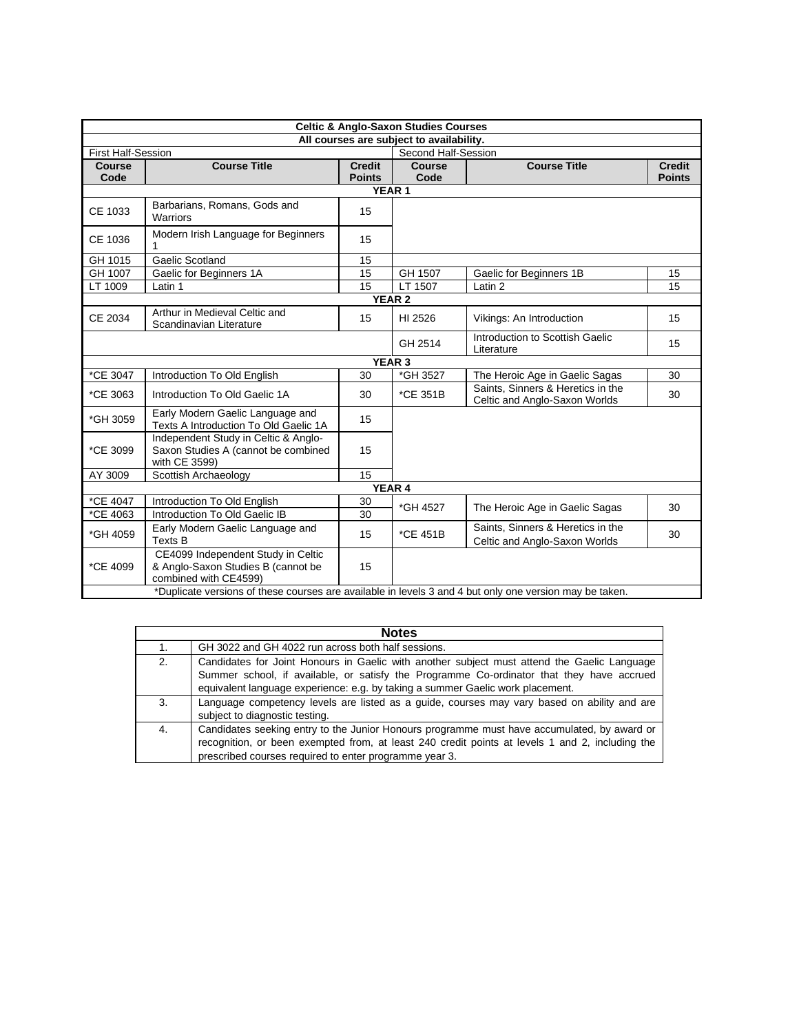| Celtic & Anglo-Saxon Studies Courses | | | | | |
|---|---|---|---|---|---|
| **All courses are subject to availability.** | | | | | |
| First Half-Session | | | Second Half-Session | | |
| **Course Code** | **Course Title** | **Credit Points** | **Course Code** | **Course Title** | **Credit Points** |
| **YEAR 1** | | | | | |
| CE 1033 | Barbarians, Romans, Gods and Warriors | 15 | | | |
| CE 1036 | Modern Irish Language for Beginners 1 | 15 | | | |
| GH 1015 | Gaelic Scotland | 15 | | | |
| GH 1007 | Gaelic for Beginners 1A | 15 | GH 1507 | Gaelic for Beginners 1B | 15 |
| LT 1009 | Latin 1 | 15 | LT 1507 | Latin 2 | 15 |
| **YEAR 2** | | | | | |
| CE 2034 | Arthur in Medieval Celtic and Scandinavian Literature | 15 | HI 2526 | Vikings: An Introduction | 15 |
| | | | GH 2514 | Introduction to Scottish Gaelic Literature | 15 |
| **YEAR 3** | | | | | |
| *CE 3047 | Introduction To Old English | 30 | *GH 3527 | The Heroic Age in Gaelic Sagas | 30 |
| *CE 3063 | Introduction To Old Gaelic 1A | 30 | *CE 351B | Saints, Sinners & Heretics in the Celtic and Anglo-Saxon Worlds | 30 |
| *GH 3059 | Early Modern Gaelic Language and Texts A Introduction To Old Gaelic 1A | 15 | | | |
| *CE 3099 | Independent Study in Celtic & Anglo-Saxon Studies A (cannot be combined with CE 3599) | 15 | | | |
| AY 3009 | Scottish Archaeology | 15 | | | |
| **YEAR 4** | | | | | |
| *CE 4047 | Introduction To Old English | 30 | *GH 4527 | The Heroic Age in Gaelic Sagas | 30 |
| *CE 4063 | Introduction To Old Gaelic IB | 30 | | | |
| *GH 4059 | Early Modern Gaelic Language and Texts B | 15 | *CE 451B | Saints, Sinners & Heretics in the Celtic and Anglo-Saxon Worlds | 30 |
| *CE 4099 | CE4099 Independent Study in Celtic & Anglo-Saxon Studies B (cannot be combined with CE4599) | 15 | | | |
| *Duplicate versions of these courses are available in levels 3 and 4 but only one version may be taken. | | | | | |

| **Notes** | |
|---|---|
| 1. | GH 3022 and GH 4022 run across both half sessions. |
| 2. | Candidates for Joint Honours in Gaelic with another subject must attend the Gaelic Language Summer school, if available, or satisfy the Programme Co-ordinator that they have accrued equivalent language experience: e.g. by taking a summer Gaelic work placement. |
| 3. | Language competency levels are listed as a guide, courses may vary based on ability and are subject to diagnostic testing. |
| 4. | Candidates seeking entry to the Junior Honours programme must have accumulated, by award or recognition, or been exempted from, at least 240 credit points at levels 1 and 2, including the prescribed courses required to enter programme year 3. |